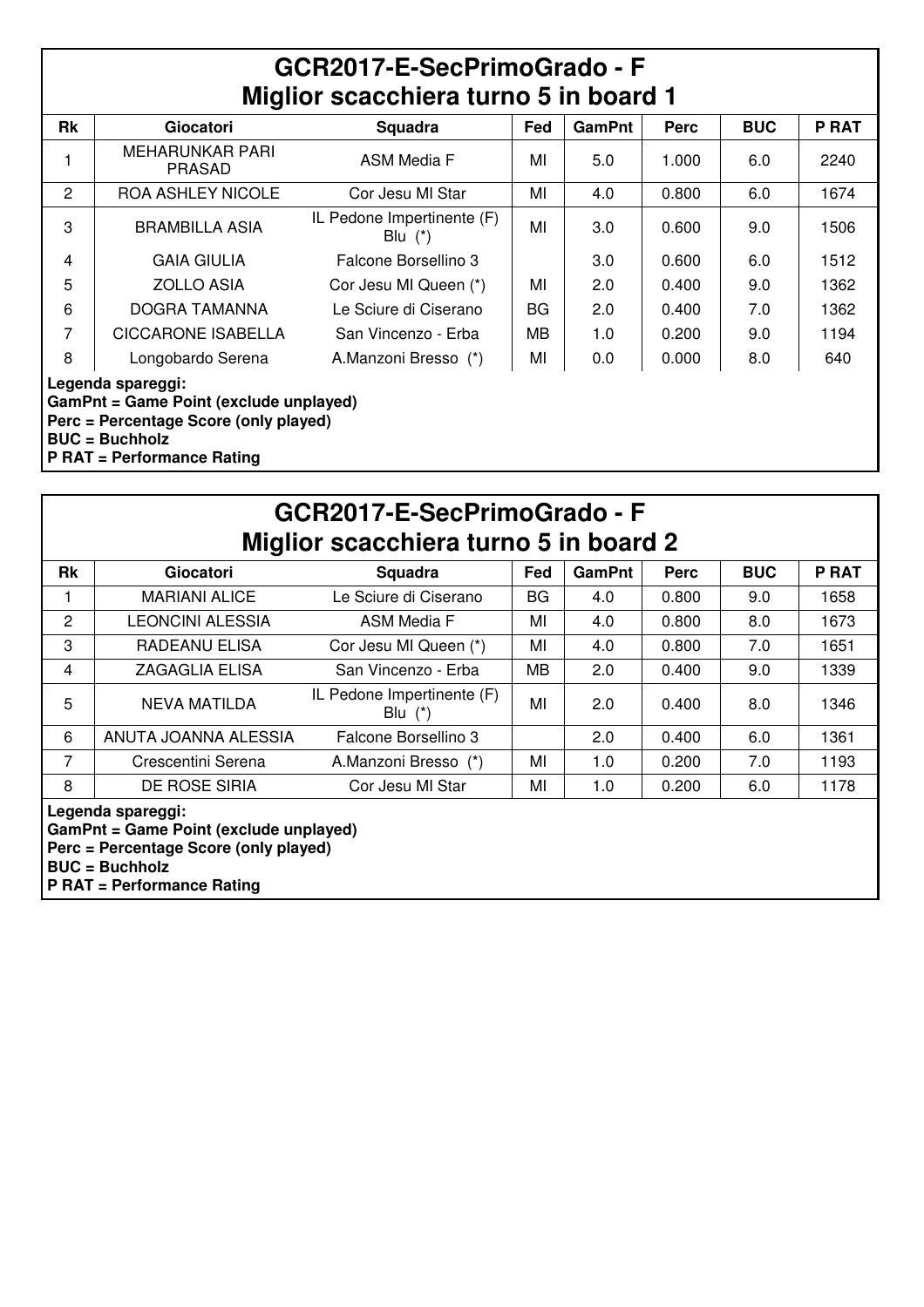## GCR2017-E-SecPrimoGrado - F
## Miglior scacchiera turno 5 in board 1

| Rk | Giocatori | Squadra | Fed | GamPnt | Perc | BUC | P RAT |
|---|---|---|---|---|---|---|---|
| 1 | MEHARUNKAR PARI PRASAD | ASM Media F | MI | 5.0 | 1.000 | 6.0 | 2240 |
| 2 | ROA ASHLEY NICOLE | Cor Jesu MI Star | MI | 4.0 | 0.800 | 6.0 | 1674 |
| 3 | BRAMBILLA ASIA | IL Pedone Impertinente (F) Blu (*) | MI | 3.0 | 0.600 | 9.0 | 1506 |
| 4 | GAIA GIULIA | Falcone Borsellino 3 | | 3.0 | 0.600 | 6.0 | 1512 |
| 5 | ZOLLO ASIA | Cor Jesu MI Queen (*) | MI | 2.0 | 0.400 | 9.0 | 1362 |
| 6 | DOGRA TAMANNA | Le Sciure di Ciserano | BG | 2.0 | 0.400 | 7.0 | 1362 |
| 7 | CICCARONE ISABELLA | San Vincenzo - Erba | MB | 1.0 | 0.200 | 9.0 | 1194 |
| 8 | Longobardo Serena | A.Manzoni Bresso (*) | MI | 0.0 | 0.000 | 8.0 | 640 |

**Legenda spareggi:**
**GamPnt = Game Point (exclude unplayed)**
**Perc = Percentage Score (only played)**
**BUC = Buchholz**
**P RAT = Performance Rating**

## GCR2017-E-SecPrimoGrado - F
## Miglior scacchiera turno 5 in board 2

| Rk | Giocatori | Squadra | Fed | GamPnt | Perc | BUC | P RAT |
|---|---|---|---|---|---|---|---|
| 1 | MARIANI ALICE | Le Sciure di Ciserano | BG | 4.0 | 0.800 | 9.0 | 1658 |
| 2 | LEONCINI ALESSIA | ASM Media F | MI | 4.0 | 0.800 | 8.0 | 1673 |
| 3 | RADEANU ELISA | Cor Jesu MI Queen (*) | MI | 4.0 | 0.800 | 7.0 | 1651 |
| 4 | ZAGAGLIA ELISA | San Vincenzo - Erba | MB | 2.0 | 0.400 | 9.0 | 1339 |
| 5 | NEVA MATILDA | IL Pedone Impertinente (F) Blu (*) | MI | 2.0 | 0.400 | 8.0 | 1346 |
| 6 | ANUTA JOANNA ALESSIA | Falcone Borsellino 3 | | 2.0 | 0.400 | 6.0 | 1361 |
| 7 | Crescentini Serena | A.Manzoni Bresso (*) | MI | 1.0 | 0.200 | 7.0 | 1193 |
| 8 | DE ROSE SIRIA | Cor Jesu MI Star | MI | 1.0 | 0.200 | 6.0 | 1178 |

**Legenda spareggi:**
**GamPnt = Game Point (exclude unplayed)**
**Perc = Percentage Score (only played)**
**BUC = Buchholz**
**P RAT = Performance Rating**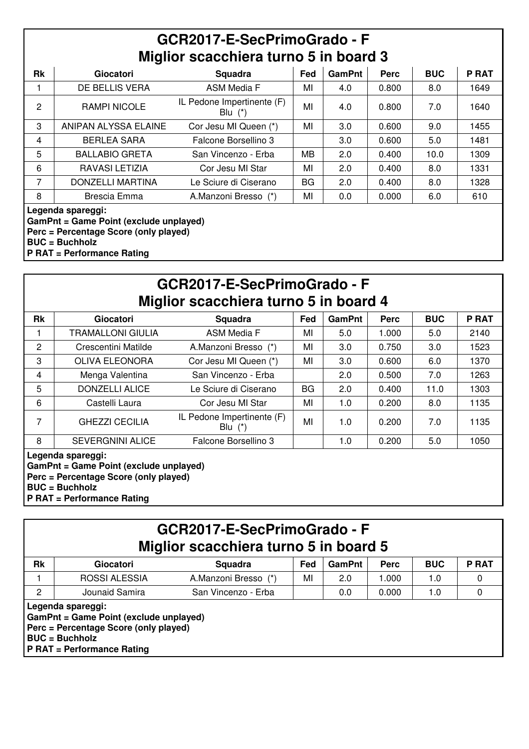## GCR2017-E-SecPrimoGrado - F
## Miglior scacchiera turno 5 in board 3

| Rk | Giocatori | Squadra | Fed | GamPnt | Perc | BUC | P RAT |
|---|---|---|---|---|---|---|---|
| 1 | DE BELLIS VERA | ASM Media F | MI | 4.0 | 0.800 | 8.0 | 1649 |
| 2 | RAMPI NICOLE | IL Pedone Impertinente (F) Blu (*) | MI | 4.0 | 0.800 | 7.0 | 1640 |
| 3 | ANIPAN ALYSSA ELAINE | Cor Jesu MI Queen (*) | MI | 3.0 | 0.600 | 9.0 | 1455 |
| 4 | BERLEA SARA | Falcone Borsellino 3 | | 3.0 | 0.600 | 5.0 | 1481 |
| 5 | BALLABIO GRETA | San Vincenzo - Erba | MB | 2.0 | 0.400 | 10.0 | 1309 |
| 6 | RAVASI LETIZIA | Cor Jesu MI Star | MI | 2.0 | 0.400 | 8.0 | 1331 |
| 7 | DONZELLI MARTINA | Le Sciure di Ciserano | BG | 2.0 | 0.400 | 8.0 | 1328 |
| 8 | Brescia Emma | A.Manzoni Bresso (*) | MI | 0.0 | 0.000 | 6.0 | 610 |

**Legenda spareggi:**
**GamPnt = Game Point (exclude unplayed)**
**Perc = Percentage Score (only played)**
**BUC = Buchholz**
**P RAT = Performance Rating**

## GCR2017-E-SecPrimoGrado - F
## Miglior scacchiera turno 5 in board 4

| Rk | Giocatori | Squadra | Fed | GamPnt | Perc | BUC | P RAT |
|---|---|---|---|---|---|---|---|
| 1 | TRAMALLONI GIULIA | ASM Media F | MI | 5.0 | 1.000 | 5.0 | 2140 |
| 2 | Crescentini Matilde | A.Manzoni Bresso (*) | MI | 3.0 | 0.750 | 3.0 | 1523 |
| 3 | OLIVA ELEONORA | Cor Jesu MI Queen (*) | MI | 3.0 | 0.600 | 6.0 | 1370 |
| 4 | Menga Valentina | San Vincenzo - Erba | | 2.0 | 0.500 | 7.0 | 1263 |
| 5 | DONZELLI ALICE | Le Sciure di Ciserano | BG | 2.0 | 0.400 | 11.0 | 1303 |
| 6 | Castelli Laura | Cor Jesu MI Star | MI | 1.0 | 0.200 | 8.0 | 1135 |
| 7 | GHEZZI CECILIA | IL Pedone Impertinente (F) Blu (*) | MI | 1.0 | 0.200 | 7.0 | 1135 |
| 8 | SEVERGNINI ALICE | Falcone Borsellino 3 | | 1.0 | 0.200 | 5.0 | 1050 |

**Legenda spareggi:**
**GamPnt = Game Point (exclude unplayed)**
**Perc = Percentage Score (only played)**
**BUC = Buchholz**
**P RAT = Performance Rating**

## GCR2017-E-SecPrimoGrado - F
## Miglior scacchiera turno 5 in board 5

| Rk | Giocatori | Squadra | Fed | GamPnt | Perc | BUC | P RAT |
|---|---|---|---|---|---|---|---|
| 1 | ROSSI ALESSIA | A.Manzoni Bresso (*) | MI | 2.0 | 1.000 | 1.0 | 0 |
| 2 | Jounaid Samira | San Vincenzo - Erba | | 0.0 | 0.000 | 1.0 | 0 |

**Legenda spareggi:**
**GamPnt = Game Point (exclude unplayed)**
**Perc = Percentage Score (only played)**
**BUC = Buchholz**
**P RAT = Performance Rating**